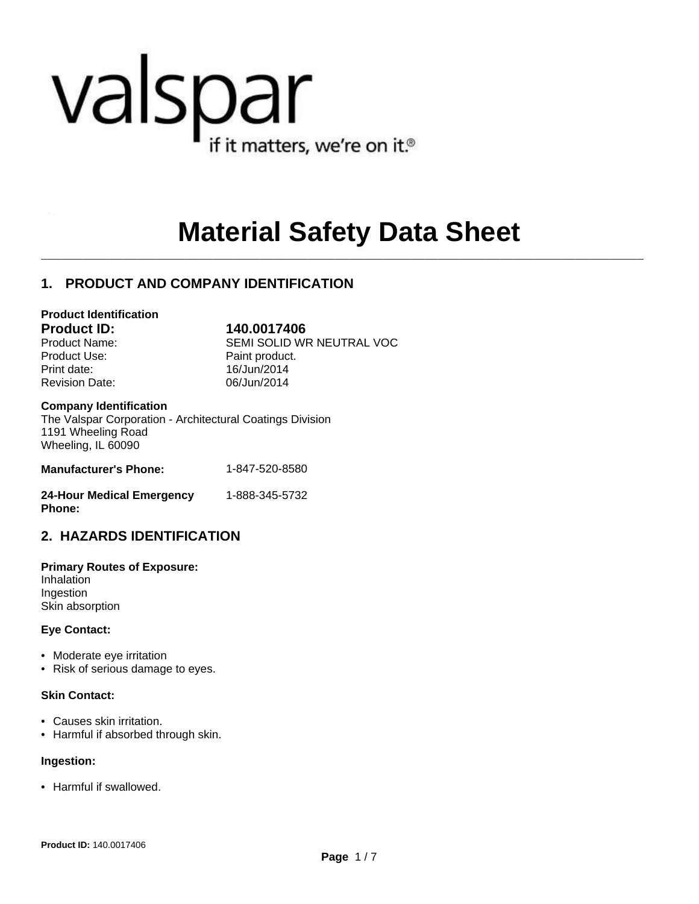valspar

if it matters, we're on it.®

# Material Safety Data Sheet

## 1. PRODUCT AND COMPANY IDENTIFICATION

**Product Identification**

| | |
|---|---|
| **Product ID:** | **140.0017406** |
| Product Name: | SEMI SOLID WR NEUTRAL VOC |
| Product Use: | Paint product. |
| Print date: | 16/Jun/2014 |
| Revision Date: | 06/Jun/2014 |

**Company Identification**

The Valspar Corporation - Architectural Coatings Division
1191 Wheeling Road
Wheeling, IL 60090

**Manufacturer's Phone:** 1-847-520-8580

**24-Hour Medical Emergency Phone:** 1-888-345-5732

## 2. HAZARDS IDENTIFICATION

**Primary Routes of Exposure:**

Inhalation
Ingestion
Skin absorption

**Eye Contact:**

- Moderate eye irritation
- Risk of serious damage to eyes.

**Skin Contact:**

- Causes skin irritation.
- Harmful if absorbed through skin.

**Ingestion:**

- Harmful if swallowed.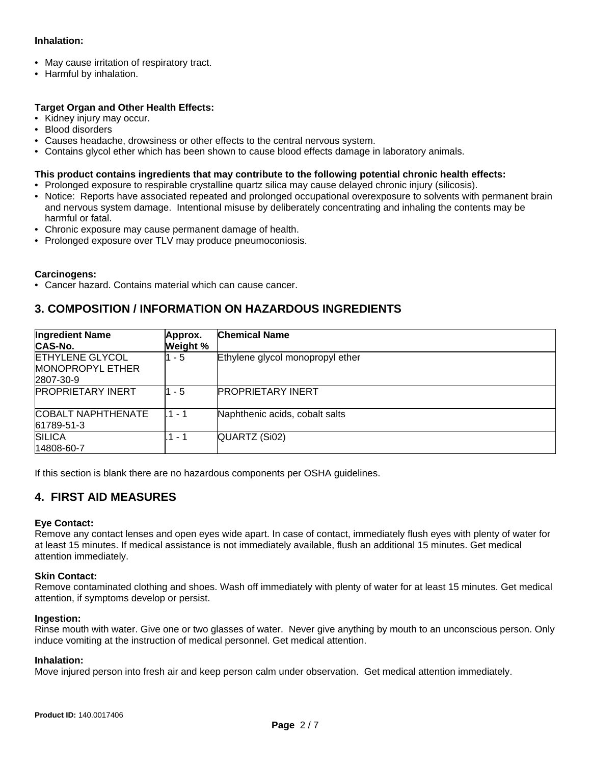**Inhalation:**

- May cause irritation of respiratory tract.
- Harmful by inhalation.

**Target Organ and Other Health Effects:**

- Kidney injury may occur.
- Blood disorders
- Causes headache, drowsiness or other effects to the central nervous system.
- Contains glycol ether which has been shown to cause blood effects damage in laboratory animals.

**This product contains ingredients that may contribute to the following potential chronic health effects:**

- Prolonged exposure to respirable crystalline quartz silica may cause delayed chronic injury (silicosis).
- Notice: Reports have associated repeated and prolonged occupational overexposure to solvents with permanent brain and nervous system damage. Intentional misuse by deliberately concentrating and inhaling the contents may be harmful or fatal.
- Chronic exposure may cause permanent damage of health.
- Prolonged exposure over TLV may produce pneumoconiosis.

**Carcinogens:**

- Cancer hazard. Contains material which can cause cancer.

## 3. COMPOSITION / INFORMATION ON HAZARDOUS INGREDIENTS

| Ingredient Name CAS-No. | Approx. Weight % | Chemical Name |
|---|---|---|
| ETHYLENE GLYCOL MONOPROPYL ETHER 2807-30-9 | 1 - 5 | Ethylene glycol monopropyl ether |
| PROPRIETARY INERT | 1 - 5 | PROPRIETARY INERT |
| COBALT NAPHTHENATE 61789-51-3 | .1 - 1 | Naphthenic acids, cobalt salts |
| SILICA 14808-60-7 | .1 - 1 | QUARTZ (Si02) |

If this section is blank there are no hazardous components per OSHA guidelines.

## 4. FIRST AID MEASURES

**Eye Contact:**
Remove any contact lenses and open eyes wide apart. In case of contact, immediately flush eyes with plenty of water for at least 15 minutes. If medical assistance is not immediately available, flush an additional 15 minutes. Get medical attention immediately.

**Skin Contact:**
Remove contaminated clothing and shoes. Wash off immediately with plenty of water for at least 15 minutes. Get medical attention, if symptoms develop or persist.

**Ingestion:**
Rinse mouth with water. Give one or two glasses of water. Never give anything by mouth to an unconscious person. Only induce vomiting at the instruction of medical personnel. Get medical attention.

**Inhalation:**
Move injured person into fresh air and keep person calm under observation. Get medical attention immediately.

**Product ID:** 140.0017406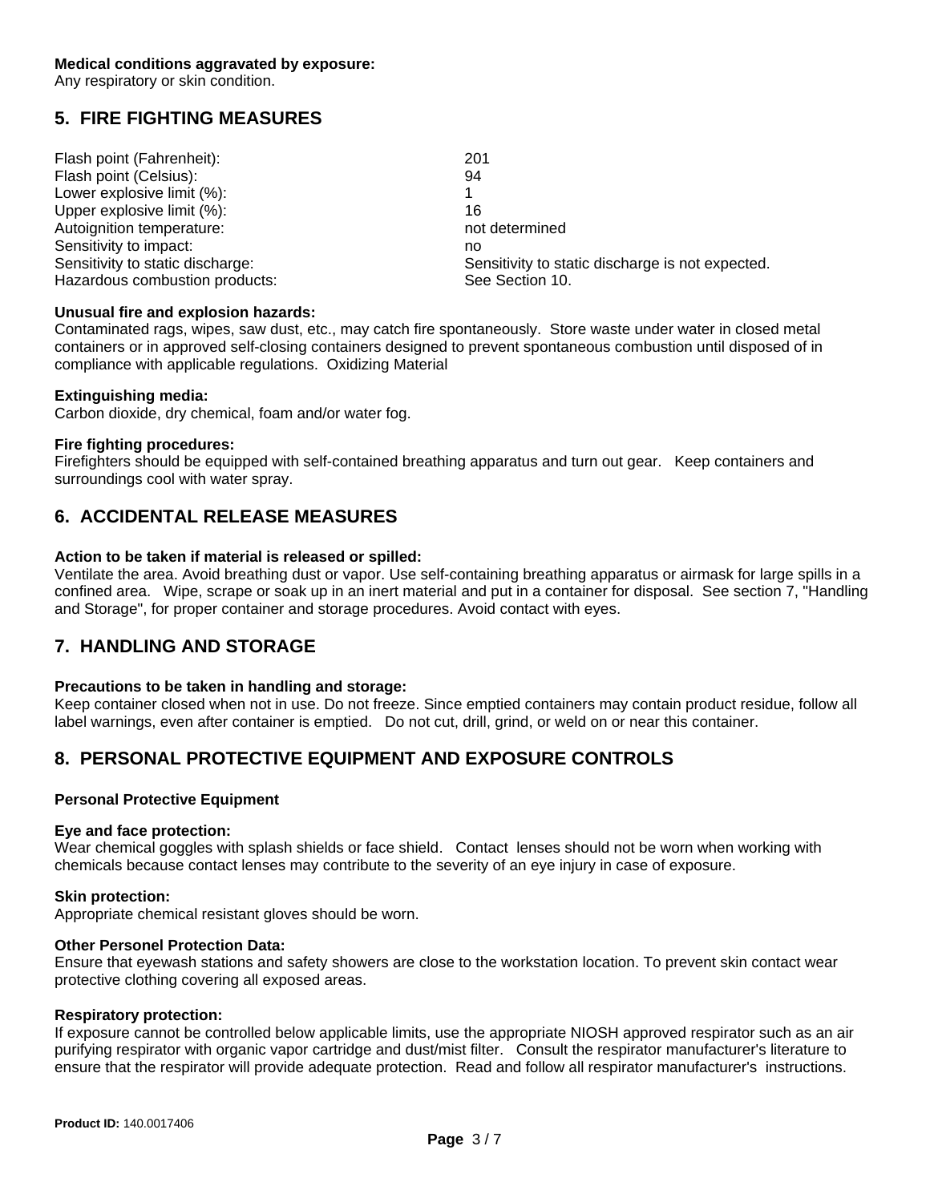**Medical conditions aggravated by exposure:**
Any respiratory or skin condition.

## 5. FIRE FIGHTING MEASURES

| | |
|---|---|
| Flash point (Fahrenheit): | 201 |
| Flash point (Celsius): | 94 |
| Lower explosive limit (%): | 1 |
| Upper explosive limit (%): | 16 |
| Autoignition temperature: | not determined |
| Sensitivity to impact: | no |
| Sensitivity to static discharge: | Sensitivity to static discharge is not expected. |
| Hazardous combustion products: | See Section 10. |

**Unusual fire and explosion hazards:**
Contaminated rags, wipes, saw dust, etc., may catch fire spontaneously. Store waste under water in closed metal containers or in approved self-closing containers designed to prevent spontaneous combustion until disposed of in compliance with applicable regulations. Oxidizing Material

**Extinguishing media:**
Carbon dioxide, dry chemical, foam and/or water fog.

**Fire fighting procedures:**
Firefighters should be equipped with self-contained breathing apparatus and turn out gear. Keep containers and surroundings cool with water spray.

## 6. ACCIDENTAL RELEASE MEASURES

**Action to be taken if material is released or spilled:**
Ventilate the area. Avoid breathing dust or vapor. Use self-containing breathing apparatus or airmask for large spills in a confined area. Wipe, scrape or soak up in an inert material and put in a container for disposal. See section 7, "Handling and Storage", for proper container and storage procedures. Avoid contact with eyes.

## 7. HANDLING AND STORAGE

**Precautions to be taken in handling and storage:**
Keep container closed when not in use. Do not freeze. Since emptied containers may contain product residue, follow all label warnings, even after container is emptied. Do not cut, drill, grind, or weld on or near this container.

## 8. PERSONAL PROTECTIVE EQUIPMENT AND EXPOSURE CONTROLS

**Personal Protective Equipment**

**Eye and face protection:**
Wear chemical goggles with splash shields or face shield. Contact lenses should not be worn when working with chemicals because contact lenses may contribute to the severity of an eye injury in case of exposure.

**Skin protection:**
Appropriate chemical resistant gloves should be worn.

**Other Personel Protection Data:**
Ensure that eyewash stations and safety showers are close to the workstation location. To prevent skin contact wear protective clothing covering all exposed areas.

**Respiratory protection:**
If exposure cannot be controlled below applicable limits, use the appropriate NIOSH approved respirator such as an air purifying respirator with organic vapor cartridge and dust/mist filter. Consult the respirator manufacturer's literature to ensure that the respirator will provide adequate protection. Read and follow all respirator manufacturer's instructions.

**Product ID:** 140.0017406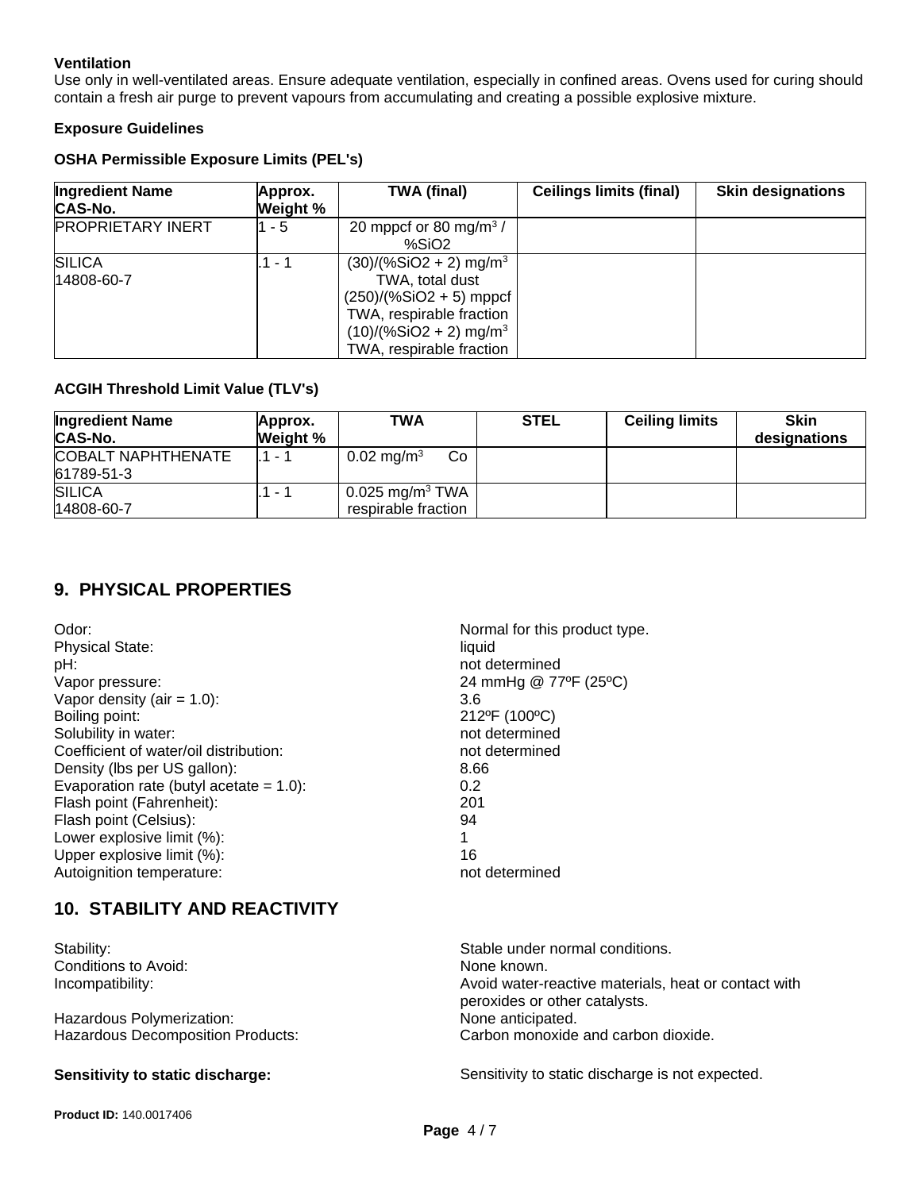**Ventilation**

Use only in well-ventilated areas. Ensure adequate ventilation, especially in confined areas. Ovens used for curing should contain a fresh air purge to prevent vapours from accumulating and creating a possible explosive mixture.

**Exposure Guidelines**

**OSHA Permissible Exposure Limits (PEL's)**

| Ingredient Name CAS-No. | Approx. Weight % | TWA (final) | Ceilings limits (final) | Skin designations |
|---|---|---|---|---|
| PROPRIETARY INERT | 1 - 5 | 20 mppcf or 80 mg/m$^3$ / %SiO2 | | |
| SILICA 14808-60-7 | .1 - 1 | (30)/(%SiO2 + 2) mg/m$^3$ TWA, total dust (250)/(%SiO2 + 5) mppcf TWA, respirable fraction (10)/(%SiO2 + 2) mg/m$^3$ TWA, respirable fraction | | |

**ACGIH Threshold Limit Value (TLV's)**

| Ingredient Name CAS-No. | Approx. Weight % | TWA | STEL | Ceiling limits | Skin designations |
|---|---|---|---|---|---|
| COBALT NAPHTHENATE 61789-51-3 | .1 - 1 | 0.02 mg/m$^3$ Co | | | |
| SILICA 14808-60-7 | .1 - 1 | 0.025 mg/m$^3$ TWA respirable fraction | | | |

## 9. PHYSICAL PROPERTIES

| | |
|---|---|
| Odor: | Normal for this product type. |
| Physical State: | liquid |
| pH: | not determined |
| Vapor pressure: | 24 mmHg @ 77ºF (25ºC) |
| Vapor density (air = 1.0): | 3.6 |
| Boiling point: | 212ºF (100ºC) |
| Solubility in water: | not determined |
| Coefficient of water/oil distribution: | not determined |
| Density (lbs per US gallon): | 8.66 |
| Evaporation rate (butyl acetate = 1.0): | 0.2 |
| Flash point (Fahrenheit): | 201 |
| Flash point (Celsius): | 94 |
| Lower explosive limit (%): | 1 |
| Upper explosive limit (%): | 16 |
| Autoignition temperature: | not determined |

## 10. STABILITY AND REACTIVITY

| | |
|---|---|
| Stability: | Stable under normal conditions. |
| Conditions to Avoid: | None known. |
| Incompatibility: | Avoid water-reactive materials, heat or contact with peroxides or other catalysts. |
| Hazardous Polymerization: | None anticipated. |
| Hazardous Decomposition Products: | Carbon monoxide and carbon dioxide. |

**Sensitivity to static discharge:** Sensitivity to static discharge is not expected.

**Product ID:** 140.0017406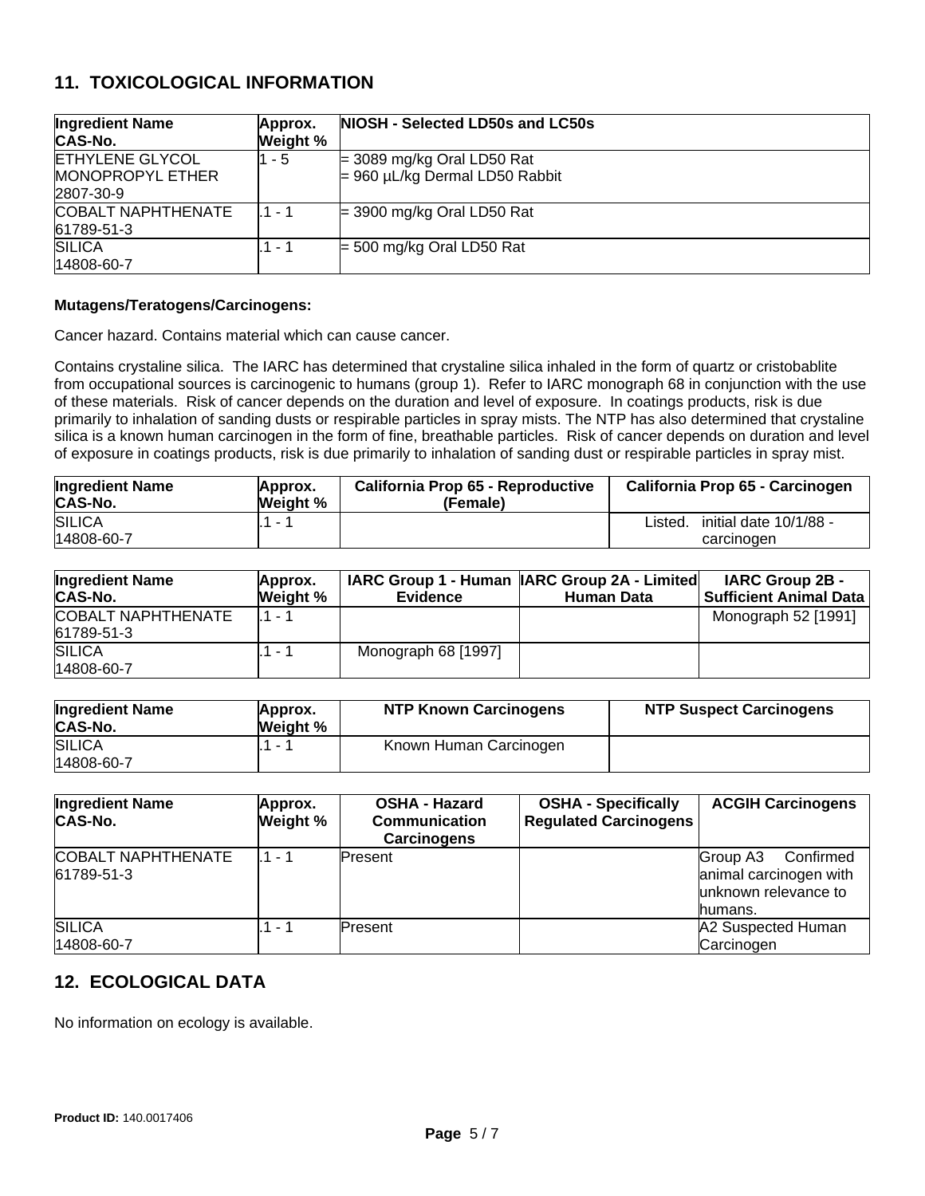## 11. TOXICOLOGICAL INFORMATION

| Ingredient Name<br>CAS-No. | Approx. Weight % | NIOSH - Selected LD50s and LC50s |
|---|---|---|
| ETHYLENE GLYCOL MONOPROPYL ETHER<br>2807-30-9 | 1 - 5 | = 3089 mg/kg Oral LD50 Rat<br>= 960 µL/kg Dermal LD50 Rabbit |
| COBALT NAPHTHENATE<br>61789-51-3 | .1 - 1 | = 3900 mg/kg Oral LD50 Rat |
| SILICA<br>14808-60-7 | .1 - 1 | = 500 mg/kg Oral LD50 Rat |

**Mutagens/Teratogens/Carcinogens:**

Cancer hazard. Contains material which can cause cancer.

Contains crystaline silica. The IARC has determined that crystaline silica inhaled in the form of quartz or cristobablite from occupational sources is carcinogenic to humans (group 1). Refer to IARC monograph 68 in conjunction with the use of these materials. Risk of cancer depends on the duration and level of exposure. In coatings products, risk is due primarily to inhalation of sanding dusts or respirable particles in spray mists. The NTP has also determined that crystaline silica is a known human carcinogen in the form of fine, breathable particles. Risk of cancer depends on duration and level of exposure in coatings products, risk is due primarily to inhalation of sanding dust or respirable particles in spray mist.

| Ingredient Name<br>CAS-No. | Approx. Weight % | California Prop 65 - Reproductive (Female) | California Prop 65 - Carcinogen |
|---|---|---|---|
| SILICA<br>14808-60-7 | .1 - 1 | | Listed. initial date 10/1/88 - carcinogen |

| Ingredient Name<br>CAS-No. | Approx. Weight % | IARC Group 1 - Human Evidence | IARC Group 2A - Limited Human Data | IARC Group 2B - Sufficient Animal Data |
|---|---|---|---|---|
| COBALT NAPHTHENATE<br>61789-51-3 | .1 - 1 | | | Monograph 52 [1991] |
| SILICA<br>14808-60-7 | .1 - 1 | Monograph 68 [1997] | | |

| Ingredient Name<br>CAS-No. | Approx. Weight % | NTP Known Carcinogens | NTP Suspect Carcinogens |
|---|---|---|---|
| SILICA<br>14808-60-7 | .1 - 1 | Known Human Carcinogen | |

| Ingredient Name<br>CAS-No. | Approx. Weight % | OSHA - Hazard Communication Carcinogens | OSHA - Specifically Regulated Carcinogens | ACGIH Carcinogens |
|---|---|---|---|---|
| COBALT NAPHTHENATE<br>61789-51-3 | .1 - 1 | Present | | Group A3 Confirmed animal carcinogen with unknown relevance to humans. |
| SILICA<br>14808-60-7 | .1 - 1 | Present | | A2 Suspected Human Carcinogen |

## 12. ECOLOGICAL DATA

No information on ecology is available.

**Product ID:** 140.0017406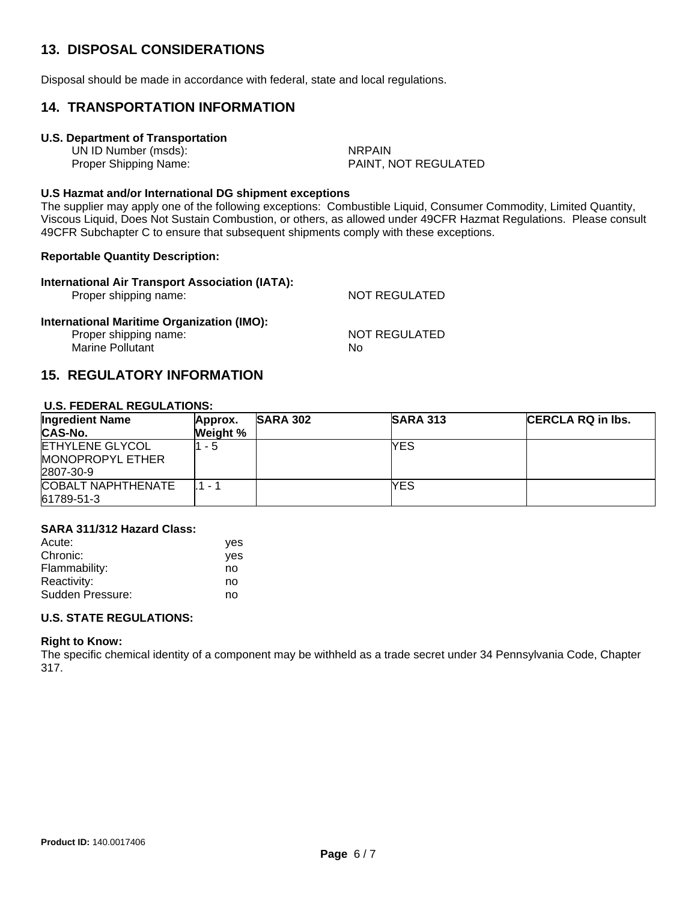## 13. DISPOSAL CONSIDERATIONS

Disposal should be made in accordance with federal, state and local regulations.

## 14. TRANSPORTATION INFORMATION

**U.S. Department of Transportation**

UN ID Number (msds): NRPAIN
Proper Shipping Name: PAINT, NOT REGULATED

**U.S Hazmat and/or International DG shipment exceptions**

The supplier may apply one of the following exceptions: Combustible Liquid, Consumer Commodity, Limited Quantity, Viscous Liquid, Does Not Sustain Combustion, or others, as allowed under 49CFR Hazmat Regulations. Please consult 49CFR Subchapter C to ensure that subsequent shipments comply with these exceptions.

**Reportable Quantity Description:**

**International Air Transport Association (IATA):**

Proper shipping name: NOT REGULATED

**International Maritime Organization (IMO):**

Proper shipping name: NOT REGULATED
Marine Pollutant No

## 15. REGULATORY INFORMATION

**U.S. FEDERAL REGULATIONS:**

| Ingredient Name CAS-No. | Approx. Weight % | SARA 302 | SARA 313 | CERCLA RQ in lbs. |
|---|---|---|---|---|
| ETHYLENE GLYCOL MONOPROPYL ETHER 2807-30-9 | 1 - 5 | | YES | |
| COBALT NAPHTHENATE 61789-51-3 | .1 - 1 | | YES | |

**SARA 311/312 Hazard Class:**

| | |
|---|---|
| Acute: | yes |
| Chronic: | yes |
| Flammability: | no |
| Reactivity: | no |
| Sudden Pressure: | no |

**U.S. STATE REGULATIONS:**

**Right to Know:**

The specific chemical identity of a component may be withheld as a trade secret under 34 Pennsylvania Code, Chapter 317.

**Product ID:** 140.0017406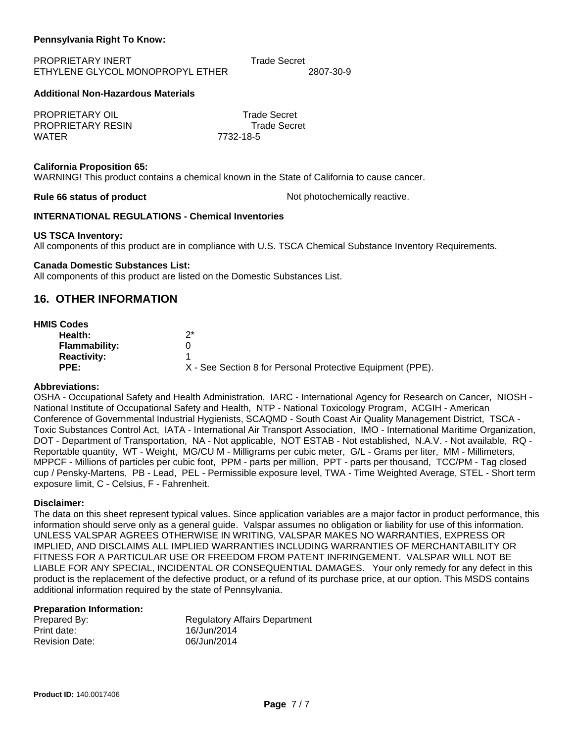**Pennsylvania Right To Know:**

| | |
|---|---|
| PROPRIETARY INERT | Trade Secret |
| ETHYLENE GLYCOL MONOPROPYL ETHER | 2807-30-9 |

**Additional Non-Hazardous Materials**

| | |
|---|---|
| PROPRIETARY OIL | Trade Secret |
| PROPRIETARY RESIN | Trade Secret |
| WATER | 7732-18-5 |

**California Proposition 65:**
WARNING! This product contains a chemical known in the State of California to cause cancer.

**Rule 66 status of product** Not photochemically reactive.

**INTERNATIONAL REGULATIONS - Chemical Inventories**

**US TSCA Inventory:**
All components of this product are in compliance with U.S. TSCA Chemical Substance Inventory Requirements.

**Canada Domestic Substances List:**
All components of this product are listed on the Domestic Substances List.

## 16. OTHER INFORMATION

**HMIS Codes**

| | |
|---|---|
| **Health:** | 2* |
| **Flammability:** | 0 |
| **Reactivity:** | 1 |
| **PPE:** | X - See Section 8 for Personal Protective Equipment (PPE). |

**Abbreviations:**
OSHA - Occupational Safety and Health Administration, IARC - International Agency for Research on Cancer, NIOSH - National Institute of Occupational Safety and Health, NTP - National Toxicology Program, ACGIH - American Conference of Governmental Industrial Hygienists, SCAQMD - South Coast Air Quality Management District, TSCA - Toxic Substances Control Act, IATA - International Air Transport Association, IMO - International Maritime Organization, DOT - Department of Transportation, NA - Not applicable, NOT ESTAB - Not established, N.A.V. - Not available, RQ - Reportable quantity, WT - Weight, MG/CU M - Milligrams per cubic meter, G/L - Grams per liter, MM - Millimeters, MPPCF - Millions of particles per cubic foot, PPM - parts per million, PPT - parts per thousand, TCC/PM - Tag closed cup / Pensky-Martens, PB - Lead, PEL - Permissible exposure level, TWA - Time Weighted Average, STEL - Short term exposure limit, C - Celsius, F - Fahrenheit.

**Disclaimer:**
The data on this sheet represent typical values. Since application variables are a major factor in product performance, this information should serve only as a general guide. Valspar assumes no obligation or liability for use of this information. UNLESS VALSPAR AGREES OTHERWISE IN WRITING, VALSPAR MAKES NO WARRANTIES, EXPRESS OR IMPLIED, AND DISCLAIMS ALL IMPLIED WARRANTIES INCLUDING WARRANTIES OF MERCHANTABILITY OR FITNESS FOR A PARTICULAR USE OR FREEDOM FROM PATENT INFRINGEMENT. VALSPAR WILL NOT BE LIABLE FOR ANY SPECIAL, INCIDENTAL OR CONSEQUENTIAL DAMAGES. Your only remedy for any defect in this product is the replacement of the defective product, or a refund of its purchase price, at our option. This MSDS contains additional information required by the state of Pennsylvania.

**Preparation Information:**

| | |
|---|---|
| Prepared By: | Regulatory Affairs Department |
| Print date: | 16/Jun/2014 |
| Revision Date: | 06/Jun/2014 |

**Product ID:** 140.0017406